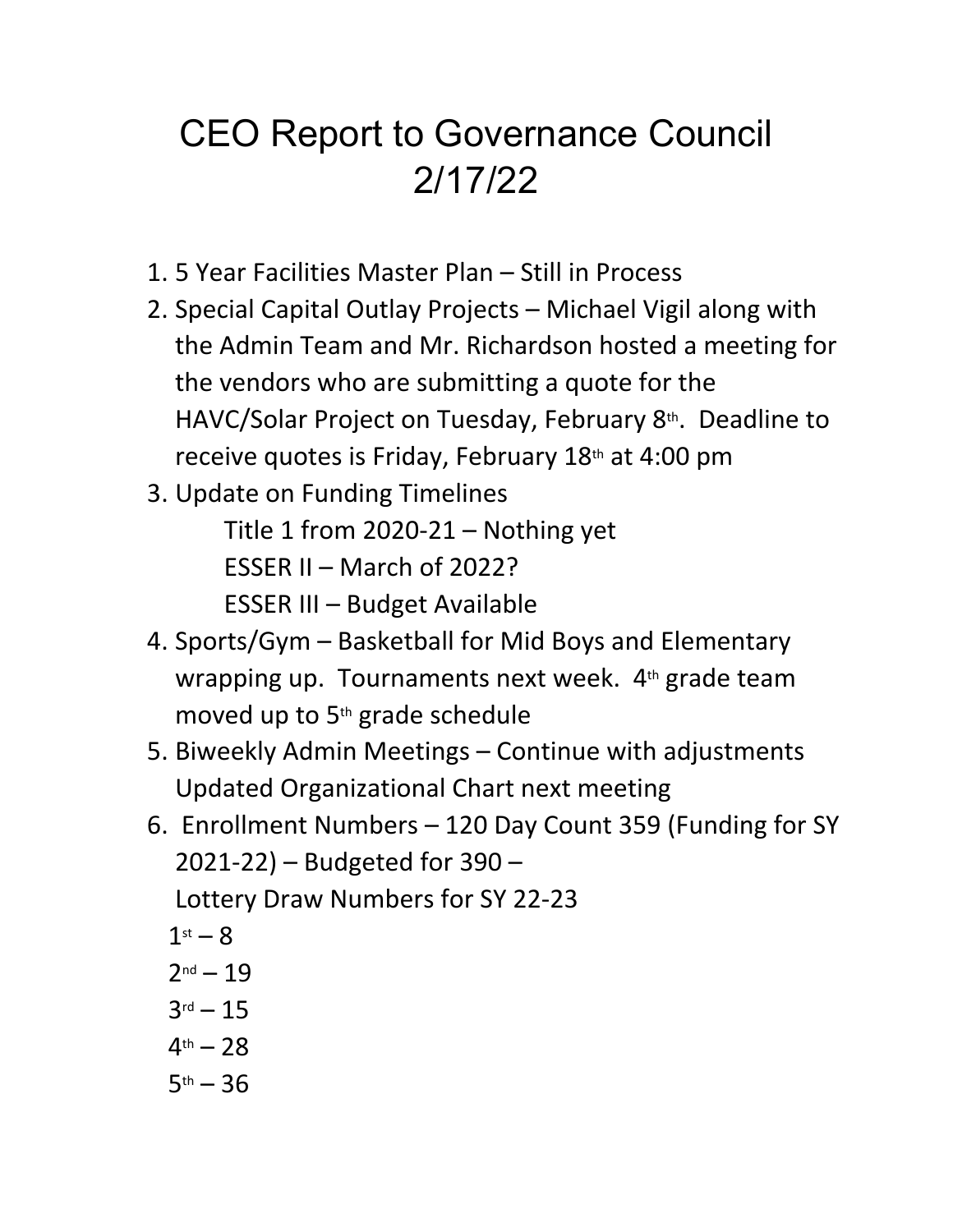# CEO Report to Governance Council 2/17/22

1. 5 Year Facilities Master Plan – Still in Process
2. Special Capital Outlay Projects – Michael Vigil along with the Admin Team and Mr. Richardson hosted a meeting for the vendors who are submitting a quote for the HAVC/Solar Project on Tuesday, February 8th. Deadline to receive quotes is Friday, February 18th at 4:00 pm
3. Update on Funding Timelines

   Title 1 from 2020-21 – Nothing yet

   ESSER II – March of 2022?

   ESSER III – Budget Available
4. Sports/Gym – Basketball for Mid Boys and Elementary wrapping up. Tournaments next week. 4th grade team moved up to 5th grade schedule
5. Biweekly Admin Meetings – Continue with adjustments Updated Organizational Chart next meeting
6. Enrollment Numbers – 120 Day Count 359 (Funding for SY 2021-22) – Budgeted for 390 –

   Lottery Draw Numbers for SY 22-23

   1st – 8

   2nd – 19

   3rd – 15

   4th – 28

   5th – 36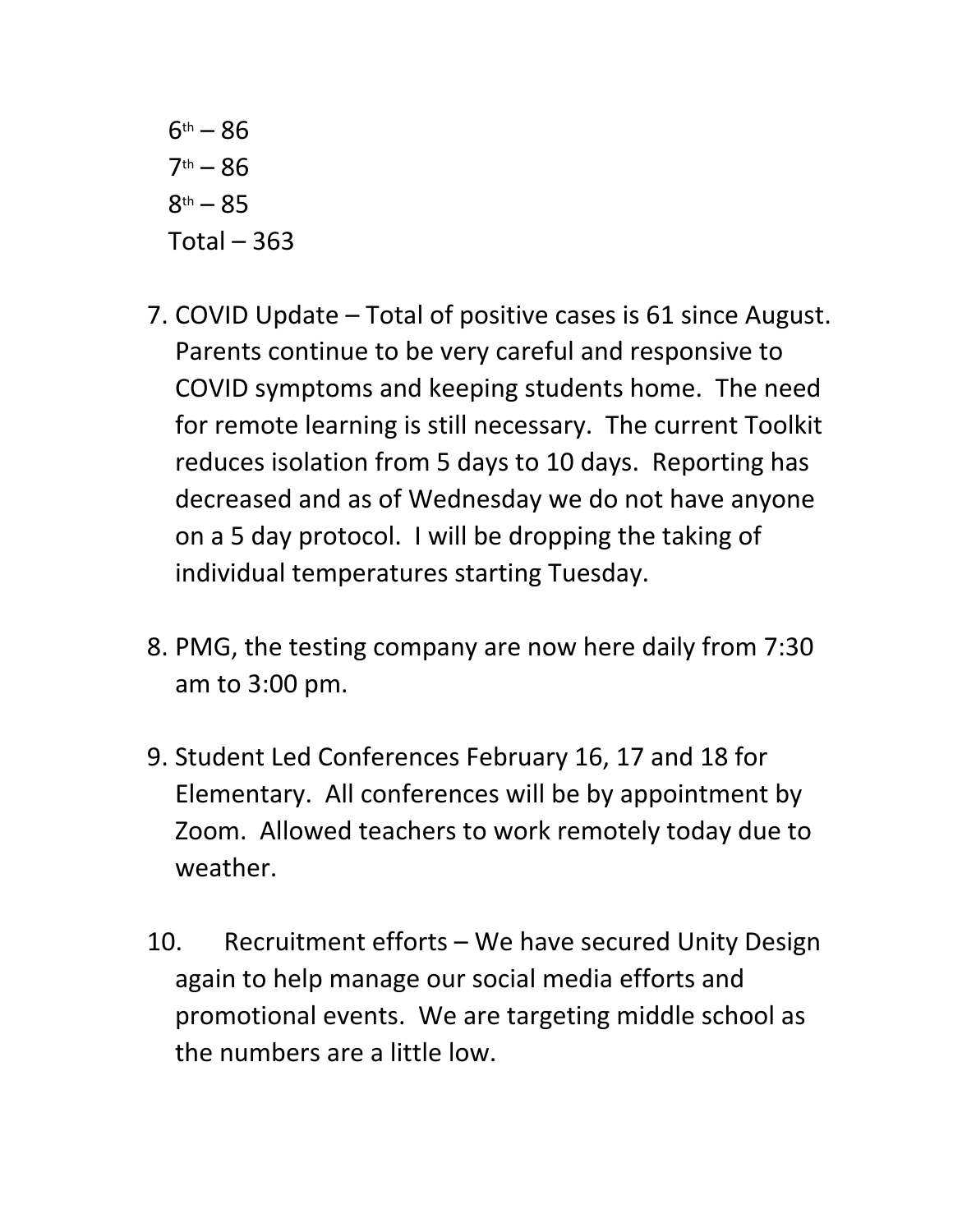6th – 86
7th – 86
8th – 85
Total – 363

7. COVID Update – Total of positive cases is 61 since August. Parents continue to be very careful and responsive to COVID symptoms and keeping students home. The need for remote learning is still necessary. The current Toolkit reduces isolation from 5 days to 10 days. Reporting has decreased and as of Wednesday we do not have anyone on a 5 day protocol. I will be dropping the taking of individual temperatures starting Tuesday.

8. PMG, the testing company are now here daily from 7:30 am to 3:00 pm.

9. Student Led Conferences February 16, 17 and 18 for Elementary. All conferences will be by appointment by Zoom. Allowed teachers to work remotely today due to weather.

10. Recruitment efforts – We have secured Unity Design again to help manage our social media efforts and promotional events. We are targeting middle school as the numbers are a little low.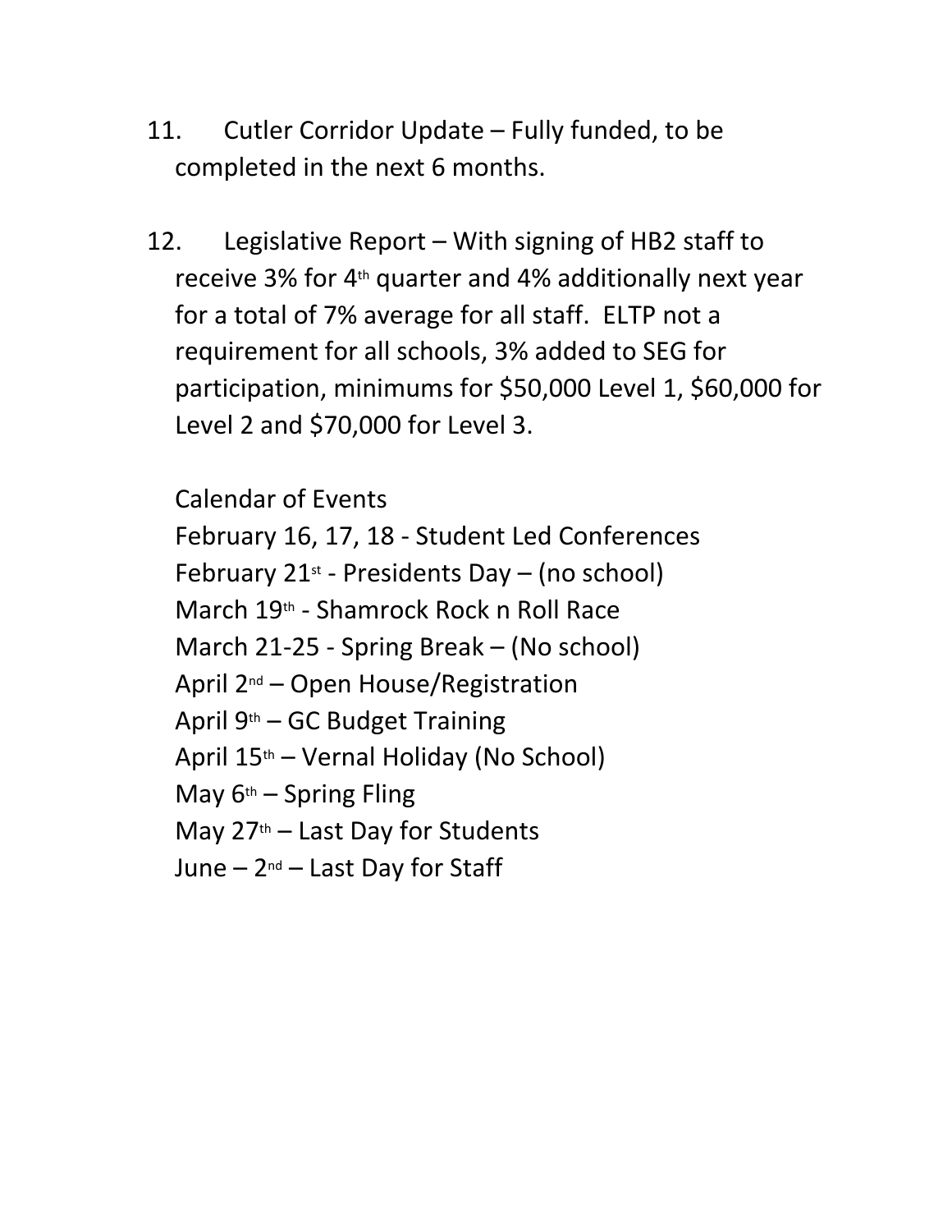11. Cutler Corridor Update – Fully funded, to be completed in the next 6 months.

12. Legislative Report – With signing of HB2 staff to receive 3% for 4th quarter and 4% additionally next year for a total of 7% average for all staff. ELTP not a requirement for all schools, 3% added to SEG for participation, minimums for $50,000 Level 1, $60,000 for Level 2 and $70,000 for Level 3.

Calendar of Events
February 16, 17, 18 - Student Led Conferences
February 21st - Presidents Day – (no school)
March 19th - Shamrock Rock n Roll Race
March 21-25 - Spring Break – (No school)
April 2nd – Open House/Registration
April 9th – GC Budget Training
April 15th – Vernal Holiday (No School)
May 6th – Spring Fling
May 27th – Last Day for Students
June – 2nd – Last Day for Staff